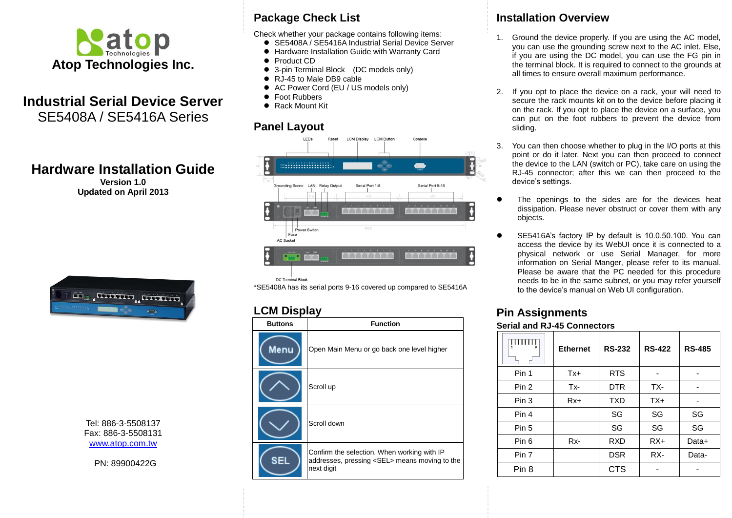Atop Technologies Inc.

# Industrial Serial Device Server

SE5408A / SE5416A Series

# Hardware Installation Guide

**Version 1.0**
**Updated on April 2013**

Tel: 886-3-5508137
Fax: 886-3-5508131
www.atop.com.tw

PN: 89900422G

## Package Check List

Check whether your package contains following items:

- SE5408A / SE5416A Industrial Serial Device Server
- Hardware Installation Guide with Warranty Card
- Product CD
- 3-pin Terminal Block (DC models only)
- RJ-45 to Male DB9 cable
- AC Power Cord (EU / US models only)
- Foot Rubbers
- Rack Mount Kit

## Panel Layout

*SE5408A has its serial ports 9-16 covered up compared to SE5416A

## LCM Display

| Buttons | Function |
|---|---|
| Menu | Open Main Menu or go back one level higher |
| Up | Scroll up |
| Down | Scroll down |
| SEL | Confirm the selection. When working with IP addresses, pressing <SEL> means moving to the next digit |

## Installation Overview

1. Ground the device properly. If you are using the AC model, you can use the grounding screw next to the AC inlet. Else, if you are using the DC model, you can use the FG pin in the terminal block. It is required to connect to the grounds at all times to ensure overall maximum performance.
2. If you opt to place the device on a rack, your will need to secure the rack mounts kit on to the device before placing it on the rack. If you opt to place the device on a surface, you can put on the foot rubbers to prevent the device from sliding.
3. You can then choose whether to plug in the I/O ports at this point or do it later. Next you can then proceed to connect the device to the LAN (switch or PC), take care on using the RJ-45 connector; after this we can then proceed to the device's settings.

- The openings to the sides are for the devices heat dissipation. Please never obstruct or cover them with any objects.
- SE5416A's factory IP by default is 10.0.50.100. You can access the device by its WebUI once it is connected to a physical network or use Serial Manager, for more information on Serial Manger, please refer to its manual. Please be aware that the PC needed for this procedure needs to be in the same subnet, or you may refer yourself to the device's manual on Web UI configuration.

## Pin Assignments

### Serial and RJ-45 Connectors

| | Ethernet | RS-232 | RS-422 | RS-485 |
|---|---|---|---|---|
| Pin 1 | Tx+ | RTS | - | - |
| Pin 2 | Tx- | DTR | TX- | - |
| Pin 3 | Rx+ | TXD | TX+ | - |
| Pin 4 | | SG | SG | SG |
| Pin 5 | | SG | SG | SG |
| Pin 6 | Rx- | RXD | RX+ | Data+ |
| Pin 7 | | DSR | RX- | Data- |
| Pin 8 | | CTS | - | - |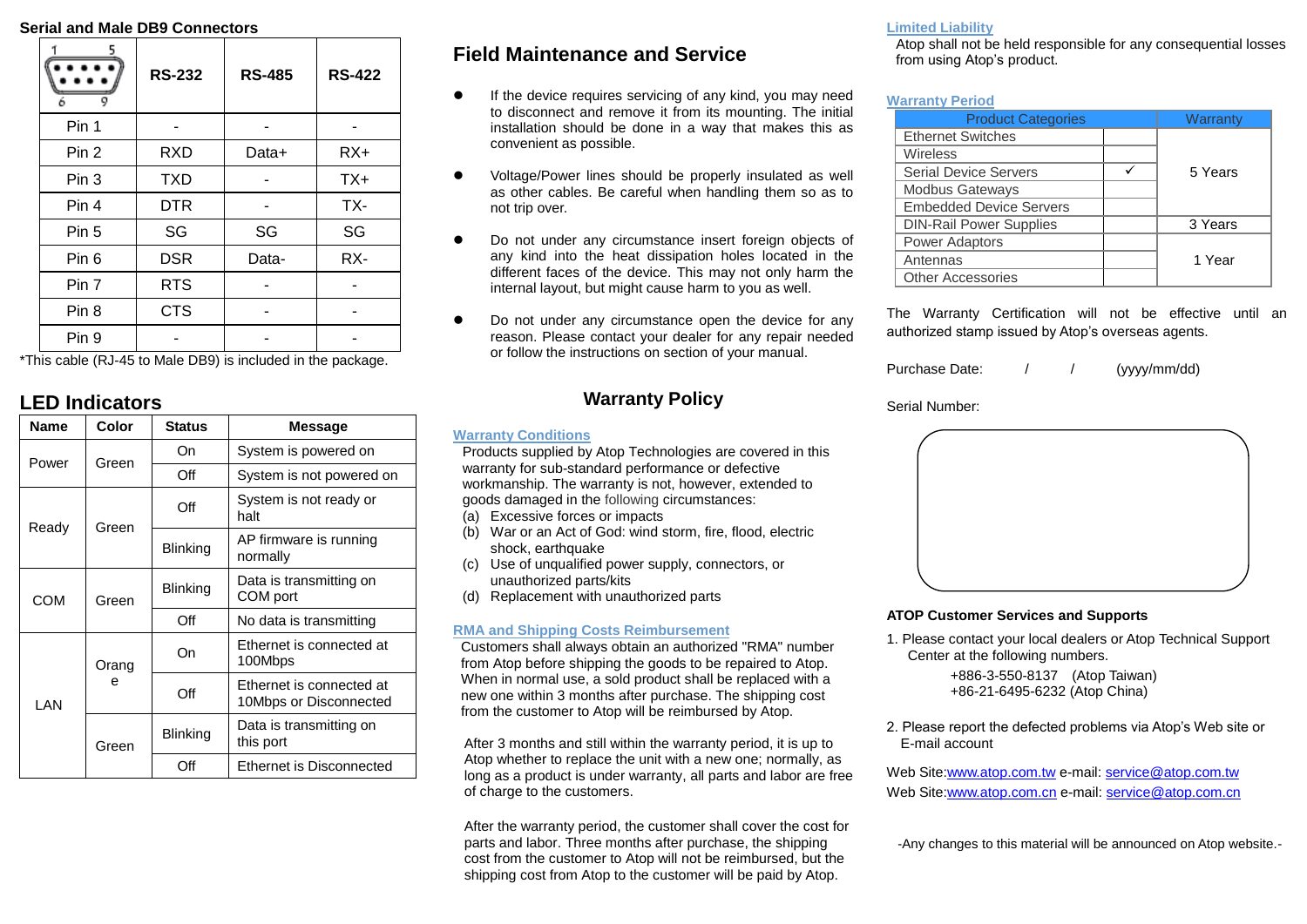### Serial and Male DB9 Connectors

| | RS-232 | RS-485 | RS-422 |
|---|---|---|---|
| Pin 1 | - | - | - |
| Pin 2 | RXD | Data+ | RX+ |
| Pin 3 | TXD | - | TX+ |
| Pin 4 | DTR | - | TX- |
| Pin 5 | SG | SG | SG |
| Pin 6 | DSR | Data- | RX- |
| Pin 7 | RTS | - | - |
| Pin 8 | CTS | - | - |
| Pin 9 | - | - | - |

*This cable (RJ-45 to Male DB9) is included in the package.

## LED Indicators

| Name | Color | Status | Message |
|---|---|---|---|
| Power | Green | On | System is powered on |
| | | Off | System is not powered on |
| Ready | Green | Off | System is not ready or halt |
| | | Blinking | AP firmware is running normally |
| COM | Green | Blinking | Data is transmitting on COM port |
| | | Off | No data is transmitting |
| LAN | Orange | On | Ethernet is connected at 100Mbps |
| | | Off | Ethernet is connected at 10Mbps or Disconnected |
| | Green | Blinking | Data is transmitting on this port |
| | | Off | Ethernet is Disconnected |

## Field Maintenance and Service

- If the device requires servicing of any kind, you may need to disconnect and remove it from its mounting. The initial installation should be done in a way that makes this as convenient as possible.
- Voltage/Power lines should be properly insulated as well as other cables. Be careful when handling them so as to not trip over.
- Do not under any circumstance insert foreign objects of any kind into the heat dissipation holes located in the different faces of the device. This may not only harm the internal layout, but might cause harm to you as well.
- Do not under any circumstance open the device for any reason. Please contact your dealer for any repair needed or follow the instructions on section of your manual.

## Warranty Policy

**Warranty Conditions**

Products supplied by Atop Technologies are covered in this warranty for sub-standard performance or defective workmanship. The warranty is not, however, extended to goods damaged in the following circumstances:

(a) Excessive forces or impacts
(b) War or an Act of God: wind storm, fire, flood, electric shock, earthquake
(c) Use of unqualified power supply, connectors, or unauthorized parts/kits
(d) Replacement with unauthorized parts

**RMA and Shipping Costs Reimbursement**

Customers shall always obtain an authorized "RMA" number from Atop before shipping the goods to be repaired to Atop. When in normal use, a sold product shall be replaced with a new one within 3 months after purchase. The shipping cost from the customer to Atop will be reimbursed by Atop.

After 3 months and still within the warranty period, it is up to Atop whether to replace the unit with a new one; normally, as long as a product is under warranty, all parts and labor are free of charge to the customers.

After the warranty period, the customer shall cover the cost for parts and labor. Three months after purchase, the shipping cost from the customer to Atop will not be reimbursed, but the shipping cost from Atop to the customer will be paid by Atop.

**Limited Liability**

Atop shall not be held responsible for any consequential losses from using Atop's product.

**Warranty Period**

| Product Categories | | Warranty |
|---|---|---|
| Ethernet Switches | | 5 Years |
| Wireless | | |
| Serial Device Servers | ✓ | |
| Modbus Gateways | | |
| Embedded Device Servers | | |
| DIN-Rail Power Supplies | | 3 Years |
| Power Adaptors | | 1 Year |
| Antennas | | |
| Other Accessories | | |

The Warranty Certification will not be effective until an authorized stamp issued by Atop's overseas agents.

Purchase Date: / / (yyyy/mm/dd)

Serial Number:

**ATOP Customer Services and Supports**

1. Please contact your local dealers or Atop Technical Support Center at the following numbers.
   +886-3-550-8137 (Atop Taiwan)
   +86-21-6495-6232 (Atop China)

2. Please report the defected problems via Atop's Web site or E-mail account

Web Site:www.atop.com.tw e-mail: service@atop.com.tw
Web Site:www.atop.com.cn e-mail: service@atop.com.cn

-Any changes to this material will be announced on Atop website.-